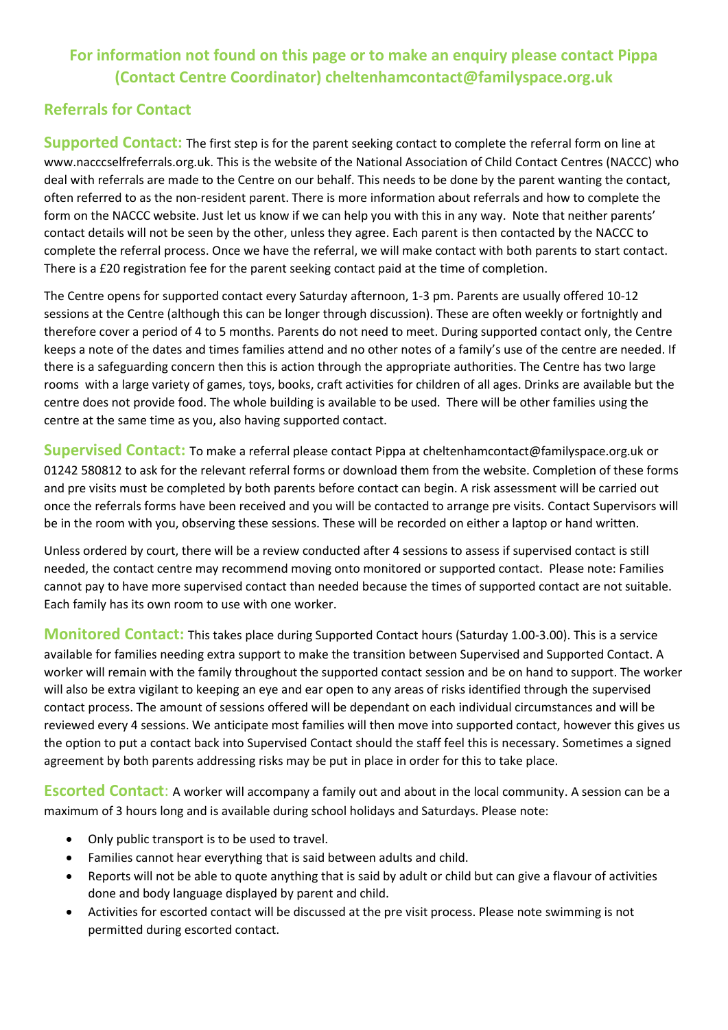## For information not found on this page or to make an enquiry please contact Pippa (Contact Centre Coordinator) cheltenhamcontact@familyspace.org.uk

## Referrals for Contact

**Supported Contact:** The first step is for the parent seeking contact to complete the referral form on line at www.nacccselfreferrals.org.uk. This is the website of the National Association of Child Contact Centres (NACCC) who deal with referrals are made to the Centre on our behalf. This needs to be done by the parent wanting the contact, often referred to as the non-resident parent. There is more information about referrals and how to complete the form on the NACCC website. Just let us know if we can help you with this in any way. Note that neither parents' contact details will not be seen by the other, unless they agree. Each parent is then contacted by the NACCC to complete the referral process. Once we have the referral, we will make contact with both parents to start contact. There is a £20 registration fee for the parent seeking contact paid at the time of completion.

The Centre opens for supported contact every Saturday afternoon, 1-3 pm. Parents are usually offered 10-12 sessions at the Centre (although this can be longer through discussion). These are often weekly or fortnightly and therefore cover a period of 4 to 5 months. Parents do not need to meet. During supported contact only, the Centre keeps a note of the dates and times families attend and no other notes of a family's use of the centre are needed. If there is a safeguarding concern then this is action through the appropriate authorities. The Centre has two large rooms with a large variety of games, toys, books, craft activities for children of all ages. Drinks are available but the centre does not provide food. The whole building is available to be used. There will be other families using the centre at the same time as you, also having supported contact.

**Supervised Contact:** To make a referral please contact Pippa at cheltenhamcontact@familyspace.org.uk or 01242 580812 to ask for the relevant referral forms or download them from the website. Completion of these forms and pre visits must be completed by both parents before contact can begin. A risk assessment will be carried out once the referrals forms have been received and you will be contacted to arrange pre visits. Contact Supervisors will be in the room with you, observing these sessions. These will be recorded on either a laptop or hand written.

Unless ordered by court, there will be a review conducted after 4 sessions to assess if supervised contact is still needed, the contact centre may recommend moving onto monitored or supported contact. Please note: Families cannot pay to have more supervised contact than needed because the times of supported contact are not suitable. Each family has its own room to use with one worker.

**Monitored Contact:** This takes place during Supported Contact hours (Saturday 1.00-3.00). This is a service available for families needing extra support to make the transition between Supervised and Supported Contact. A worker will remain with the family throughout the supported contact session and be on hand to support. The worker will also be extra vigilant to keeping an eye and ear open to any areas of risks identified through the supervised contact process. The amount of sessions offered will be dependant on each individual circumstances and will be reviewed every 4 sessions. We anticipate most families will then move into supported contact, however this gives us the option to put a contact back into Supervised Contact should the staff feel this is necessary. Sometimes a signed agreement by both parents addressing risks may be put in place in order for this to take place.

**Escorted Contact**: A worker will accompany a family out and about in the local community. A session can be a maximum of 3 hours long and is available during school holidays and Saturdays. Please note:

- Only public transport is to be used to travel.
- Families cannot hear everything that is said between adults and child.
- Reports will not be able to quote anything that is said by adult or child but can give a flavour of activities done and body language displayed by parent and child.
- Activities for escorted contact will be discussed at the pre visit process. Please note swimming is not permitted during escorted contact.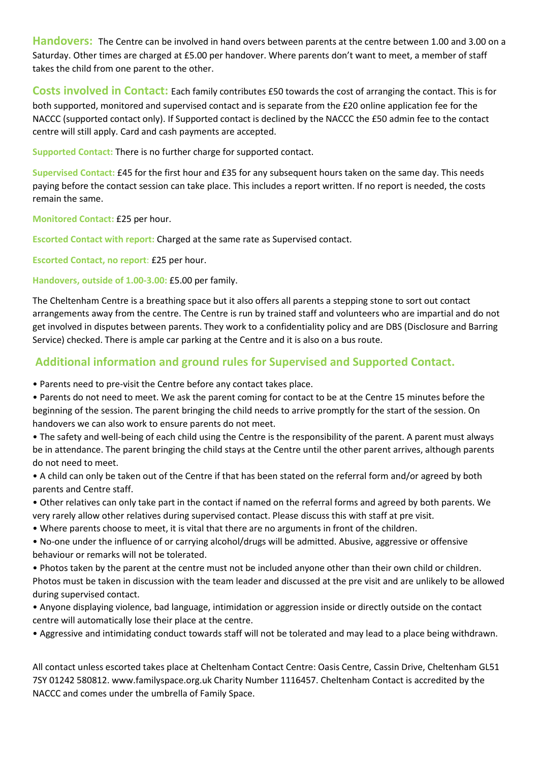**Handovers:** The Centre can be involved in hand overs between parents at the centre between 1.00 and 3.00 on a Saturday. Other times are charged at £5.00 per handover. Where parents don't want to meet, a member of staff takes the child from one parent to the other.

**Costs involved in Contact:** Each family contributes £50 towards the cost of arranging the contact. This is for both supported, monitored and supervised contact and is separate from the £20 online application fee for the NACCC (supported contact only). If Supported contact is declined by the NACCC the £50 admin fee to the contact centre will still apply. Card and cash payments are accepted.

**Supported Contact:** There is no further charge for supported contact.

**Supervised Contact:** £45 for the first hour and £35 for any subsequent hours taken on the same day. This needs paying before the contact session can take place. This includes a report written. If no report is needed, the costs remain the same.

**Monitored Contact:** £25 per hour.

**Escorted Contact with report:** Charged at the same rate as Supervised contact.

**Escorted Contact, no report**: £25 per hour.

**Handovers, outside of 1.00-3.00:** £5.00 per family.

The Cheltenham Centre is a breathing space but it also offers all parents a stepping stone to sort out contact arrangements away from the centre. The Centre is run by trained staff and volunteers who are impartial and do not get involved in disputes between parents. They work to a confidentiality policy and are DBS (Disclosure and Barring Service) checked. There is ample car parking at the Centre and it is also on a bus route.

## Additional information and ground rules for Supervised and Supported Contact.

- Parents need to pre-visit the Centre before any contact takes place.
- Parents do not need to meet. We ask the parent coming for contact to be at the Centre 15 minutes before the beginning of the session. The parent bringing the child needs to arrive promptly for the start of the session. On handovers we can also work to ensure parents do not meet.
- The safety and well-being of each child using the Centre is the responsibility of the parent. A parent must always be in attendance. The parent bringing the child stays at the Centre until the other parent arrives, although parents do not need to meet.
- A child can only be taken out of the Centre if that has been stated on the referral form and/or agreed by both parents and Centre staff.
- Other relatives can only take part in the contact if named on the referral forms and agreed by both parents. We very rarely allow other relatives during supervised contact. Please discuss this with staff at pre visit.
- Where parents choose to meet, it is vital that there are no arguments in front of the children.
- No-one under the influence of or carrying alcohol/drugs will be admitted. Abusive, aggressive or offensive behaviour or remarks will not be tolerated.
- Photos taken by the parent at the centre must not be included anyone other than their own child or children. Photos must be taken in discussion with the team leader and discussed at the pre visit and are unlikely to be allowed during supervised contact.
- Anyone displaying violence, bad language, intimidation or aggression inside or directly outside on the contact centre will automatically lose their place at the centre.
- Aggressive and intimidating conduct towards staff will not be tolerated and may lead to a place being withdrawn.

All contact unless escorted takes place at Cheltenham Contact Centre: Oasis Centre, Cassin Drive, Cheltenham GL51 7SY 01242 580812. www.familyspace.org.uk Charity Number 1116457. Cheltenham Contact is accredited by the NACCC and comes under the umbrella of Family Space.